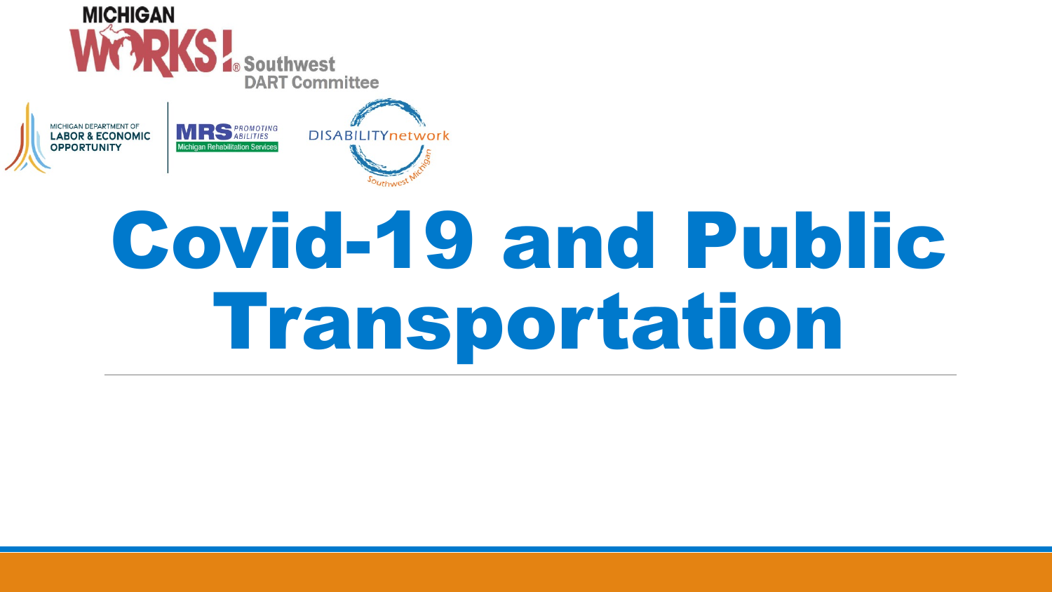MICHIGAN WORKS! Southwest DART Committee

MICHIGAN DEPARTMENT OF LABOR & ECONOMIC OPPORTUNITY

MRS PROMOTING ABILITIES Michigan Rehabilitation Services

DISABILITYnetwork Southwest Michigan

# Covid-19 and Public Transportation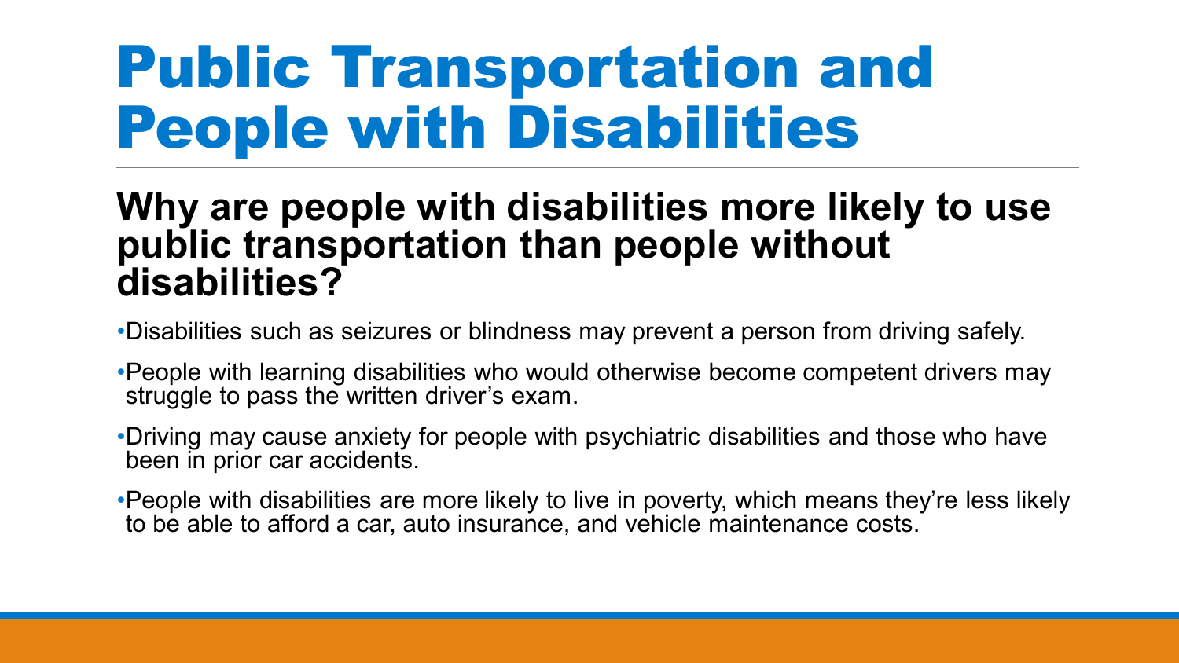# Public Transportation and People with Disabilities

## Why are people with disabilities more likely to use public transportation than people without disabilities?

- Disabilities such as seizures or blindness may prevent a person from driving safely.
- People with learning disabilities who would otherwise become competent drivers may struggle to pass the written driver's exam.
- Driving may cause anxiety for people with psychiatric disabilities and those who have been in prior car accidents.
- People with disabilities are more likely to live in poverty, which means they're less likely to be able to afford a car, auto insurance, and vehicle maintenance costs.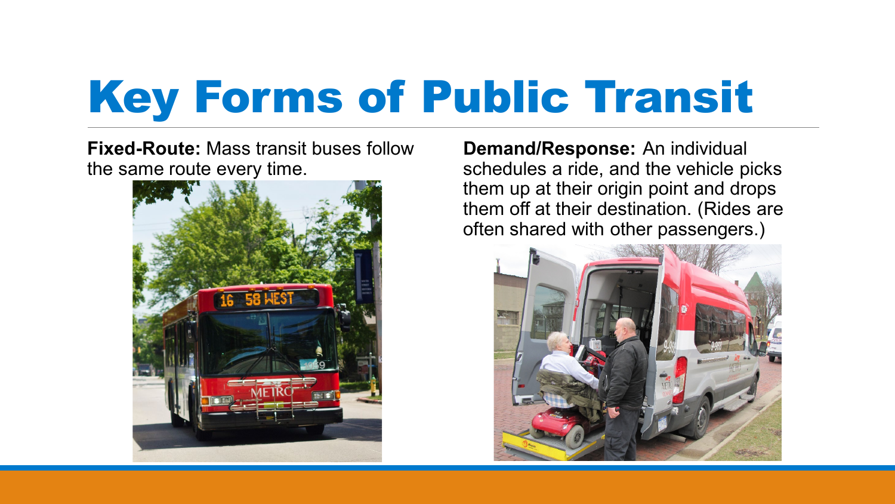# Key Forms of Public Transit

**Fixed-Route:** Mass transit buses follow the same route every time.

**Demand/Response:** An individual schedules a ride, and the vehicle picks them up at their origin point and drops them off at their destination. (Rides are often shared with other passengers.)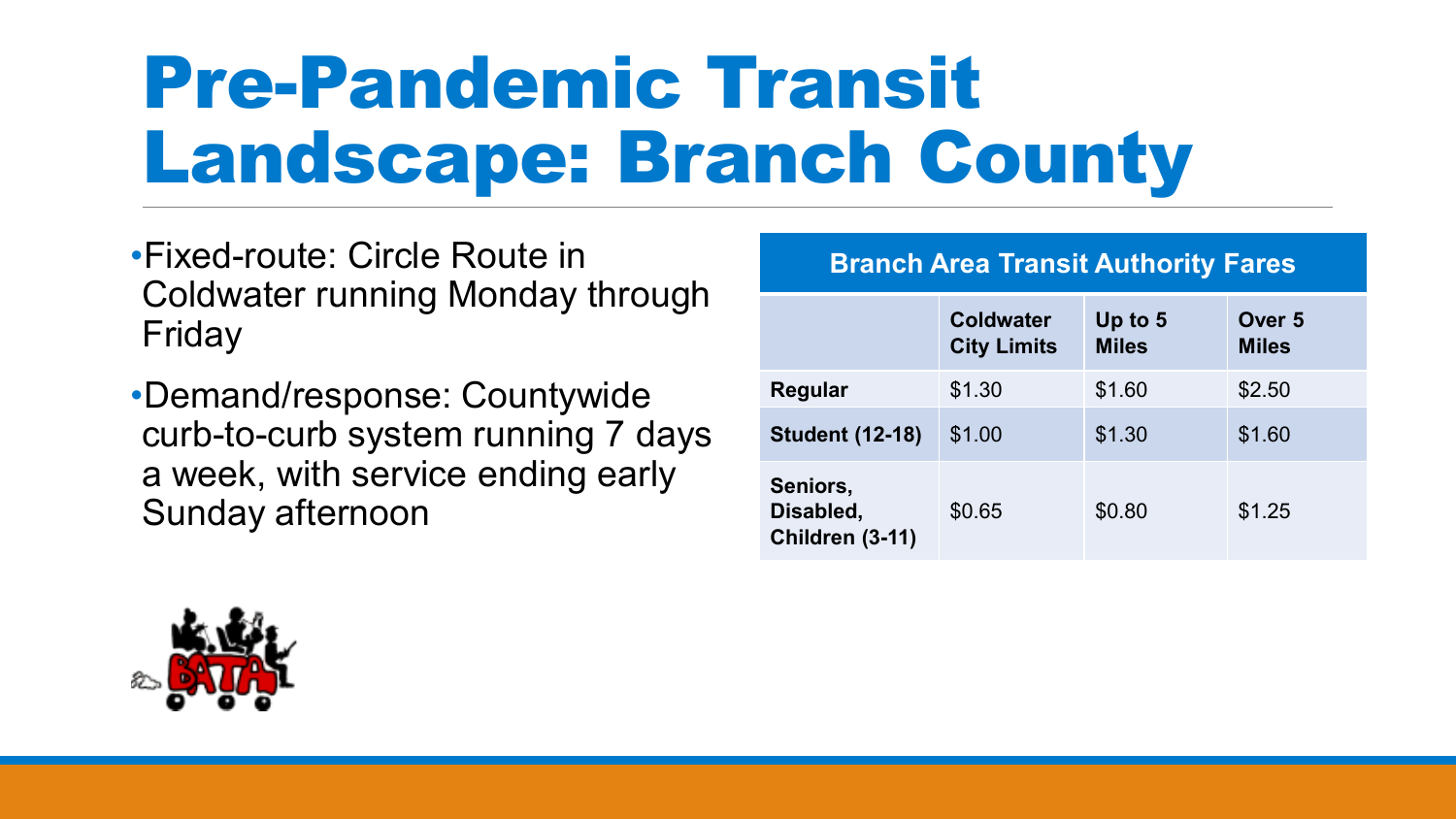# Pre-Pandemic Transit Landscape: Branch County

- Fixed-route: Circle Route in Coldwater running Monday through Friday
- Demand/response: Countywide curb-to-curb system running 7 days a week, with service ending early Sunday afternoon

**Branch Area Transit Authority Fares**

| | Coldwater City Limits | Up to 5 Miles | Over 5 Miles |
|---|---|---|---|
| **Regular** | $1.30 | $1.60 | $2.50 |
| **Student (12-18)** | $1.00 | $1.30 | $1.60 |
| **Seniors, Disabled, Children (3-11)** | $0.65 | $0.80 | $1.25 |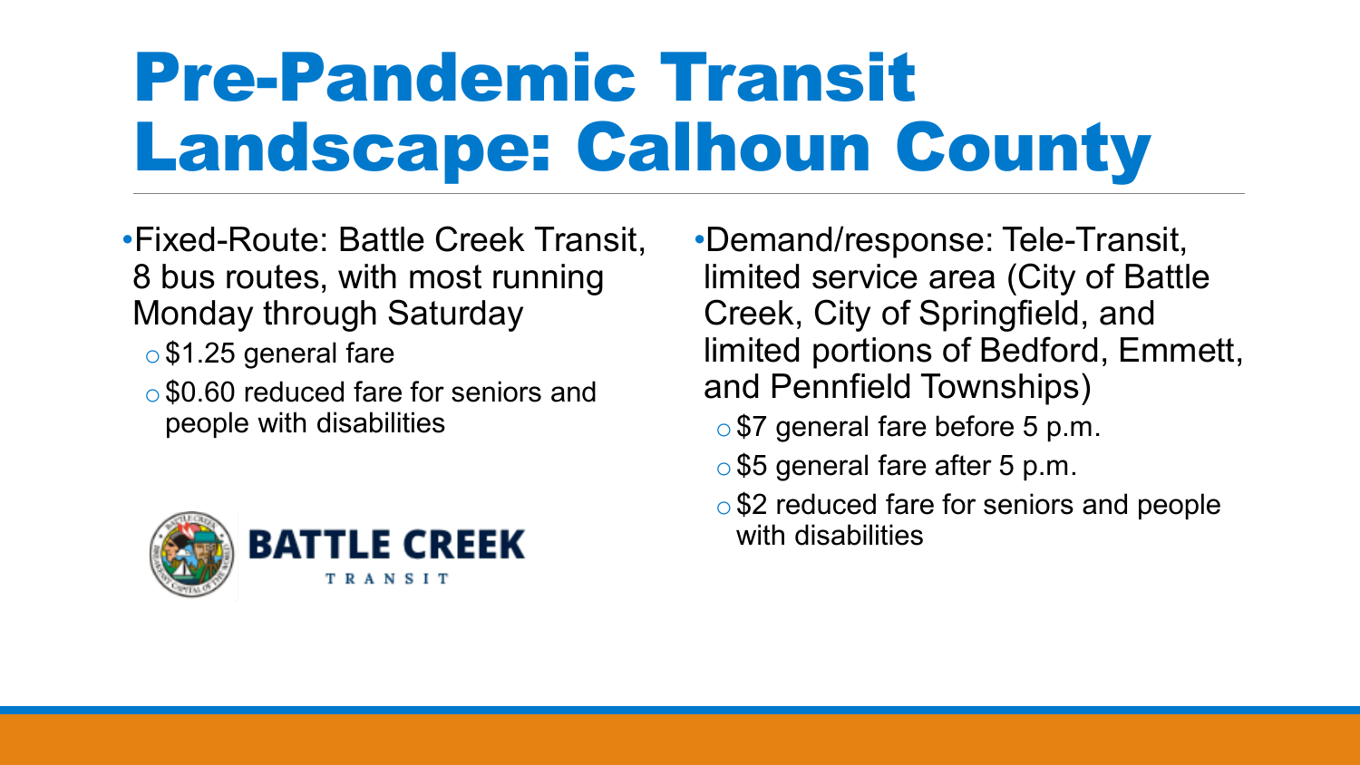# Pre-Pandemic Transit Landscape: Calhoun County

- Fixed-Route: Battle Creek Transit, 8 bus routes, with most running Monday through Saturday
  - $1.25 general fare
  - $0.60 reduced fare for seniors and people with disabilities

- Demand/response: Tele-Transit, limited service area (City of Battle Creek, City of Springfield, and limited portions of Bedford, Emmett, and Pennfield Townships)
  - $7 general fare before 5 p.m.
  - $5 general fare after 5 p.m.
  - $2 reduced fare for seniors and people with disabilities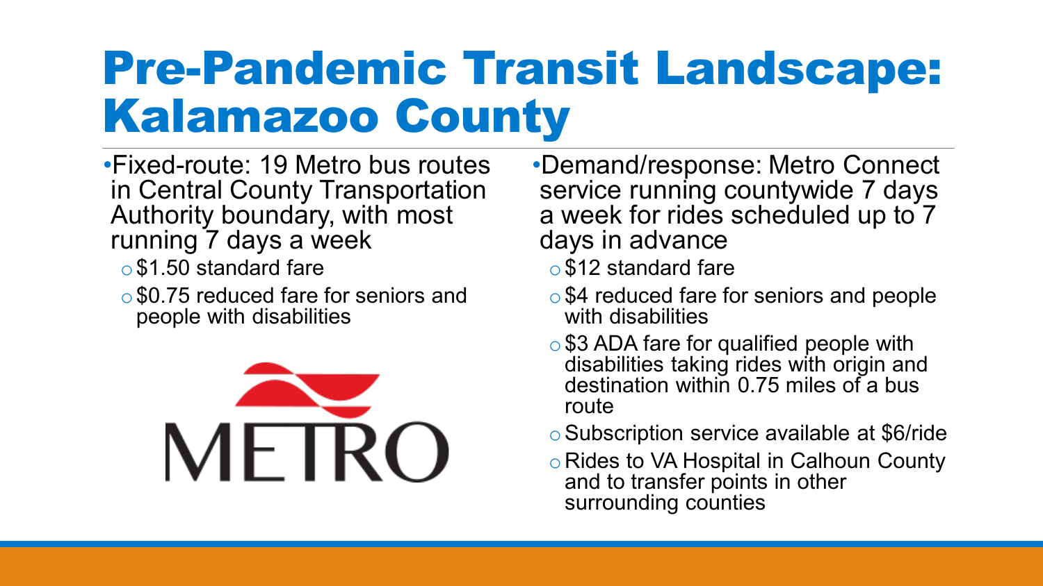# Pre-Pandemic Transit Landscape: Kalamazoo County

- Fixed-route: 19 Metro bus routes in Central County Transportation Authority boundary, with most running 7 days a week
  - $1.50 standard fare
  - $0.75 reduced fare for seniors and people with disabilities

METRO

- Demand/response: Metro Connect service running countywide 7 days a week for rides scheduled up to 7 days in advance
  - $12 standard fare
  - $4 reduced fare for seniors and people with disabilities
  - $3 ADA fare for qualified people with disabilities taking rides with origin and destination within 0.75 miles of a bus route
  - Subscription service available at $6/ride
  - Rides to VA Hospital in Calhoun County and to transfer points in other surrounding counties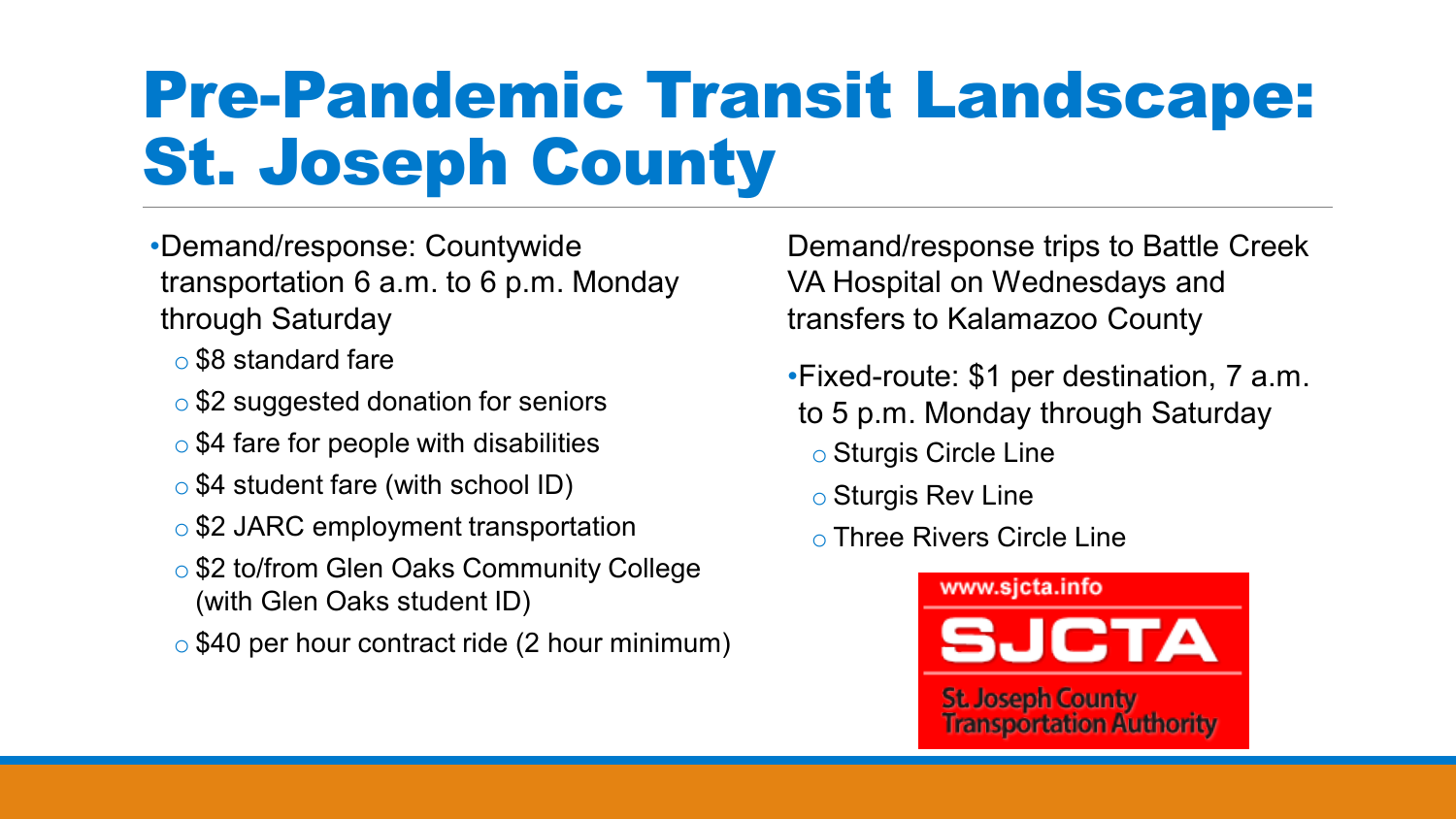# Pre-Pandemic Transit Landscape: St. Joseph County

- Demand/response: Countywide transportation 6 a.m. to 6 p.m. Monday through Saturday
  - $8 standard fare
  - $2 suggested donation for seniors
  - $4 fare for people with disabilities
  - $4 student fare (with school ID)
  - $2 JARC employment transportation
  - $2 to/from Glen Oaks Community College (with Glen Oaks student ID)
  - $40 per hour contract ride (2 hour minimum)

Demand/response trips to Battle Creek VA Hospital on Wednesdays and transfers to Kalamazoo County

- Fixed-route: $1 per destination, 7 a.m. to 5 p.m. Monday through Saturday
  - Sturgis Circle Line
  - Sturgis Rev Line
  - Three Rivers Circle Line

www.sjcta.info

SJCTA

St. Joseph County Transportation Authority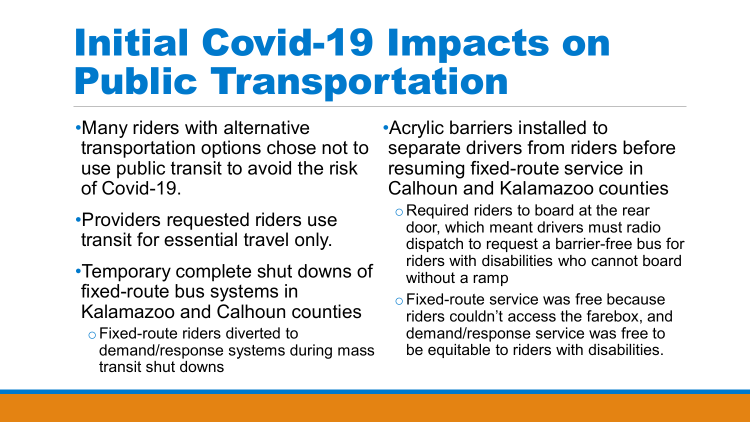# Initial Covid-19 Impacts on Public Transportation

- Many riders with alternative transportation options chose not to use public transit to avoid the risk of Covid-19.
- Providers requested riders use transit for essential travel only.
- Temporary complete shut downs of fixed-route bus systems in Kalamazoo and Calhoun counties
  - Fixed-route riders diverted to demand/response systems during mass transit shut downs
- Acrylic barriers installed to separate drivers from riders before resuming fixed-route service in Calhoun and Kalamazoo counties
  - Required riders to board at the rear door, which meant drivers must radio dispatch to request a barrier-free bus for riders with disabilities who cannot board without a ramp
  - Fixed-route service was free because riders couldn't access the farebox, and demand/response service was free to be equitable to riders with disabilities.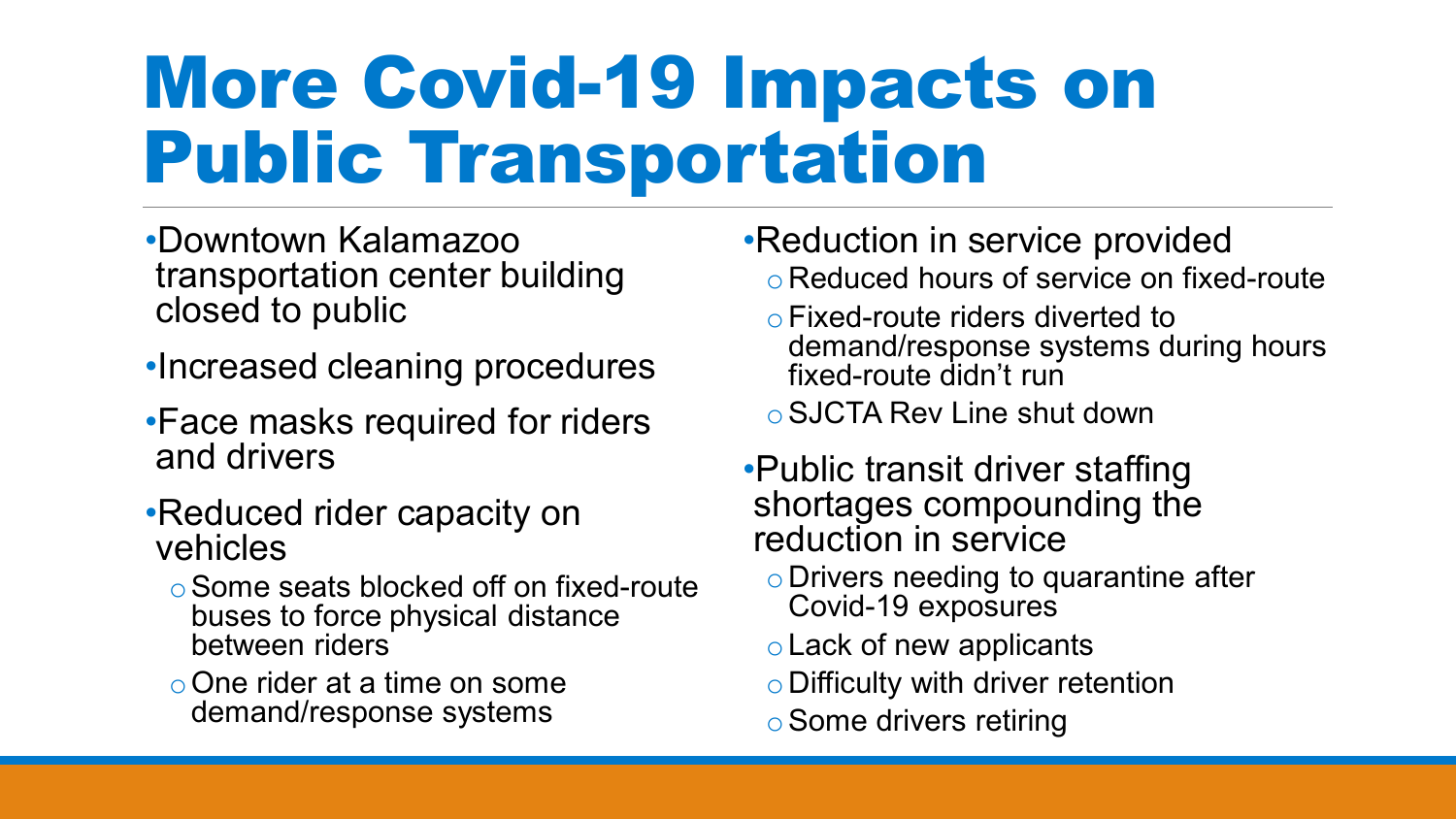# More Covid-19 Impacts on Public Transportation

- Downtown Kalamazoo transportation center building closed to public
- Increased cleaning procedures
- Face masks required for riders and drivers
- Reduced rider capacity on vehicles
  - Some seats blocked off on fixed-route buses to force physical distance between riders
  - One rider at a time on some demand/response systems
- Reduction in service provided
  - Reduced hours of service on fixed-route
  - Fixed-route riders diverted to demand/response systems during hours fixed-route didn't run
  - SJCTA Rev Line shut down
- Public transit driver staffing shortages compounding the reduction in service
  - Drivers needing to quarantine after Covid-19 exposures
  - Lack of new applicants
  - Difficulty with driver retention
  - Some drivers retiring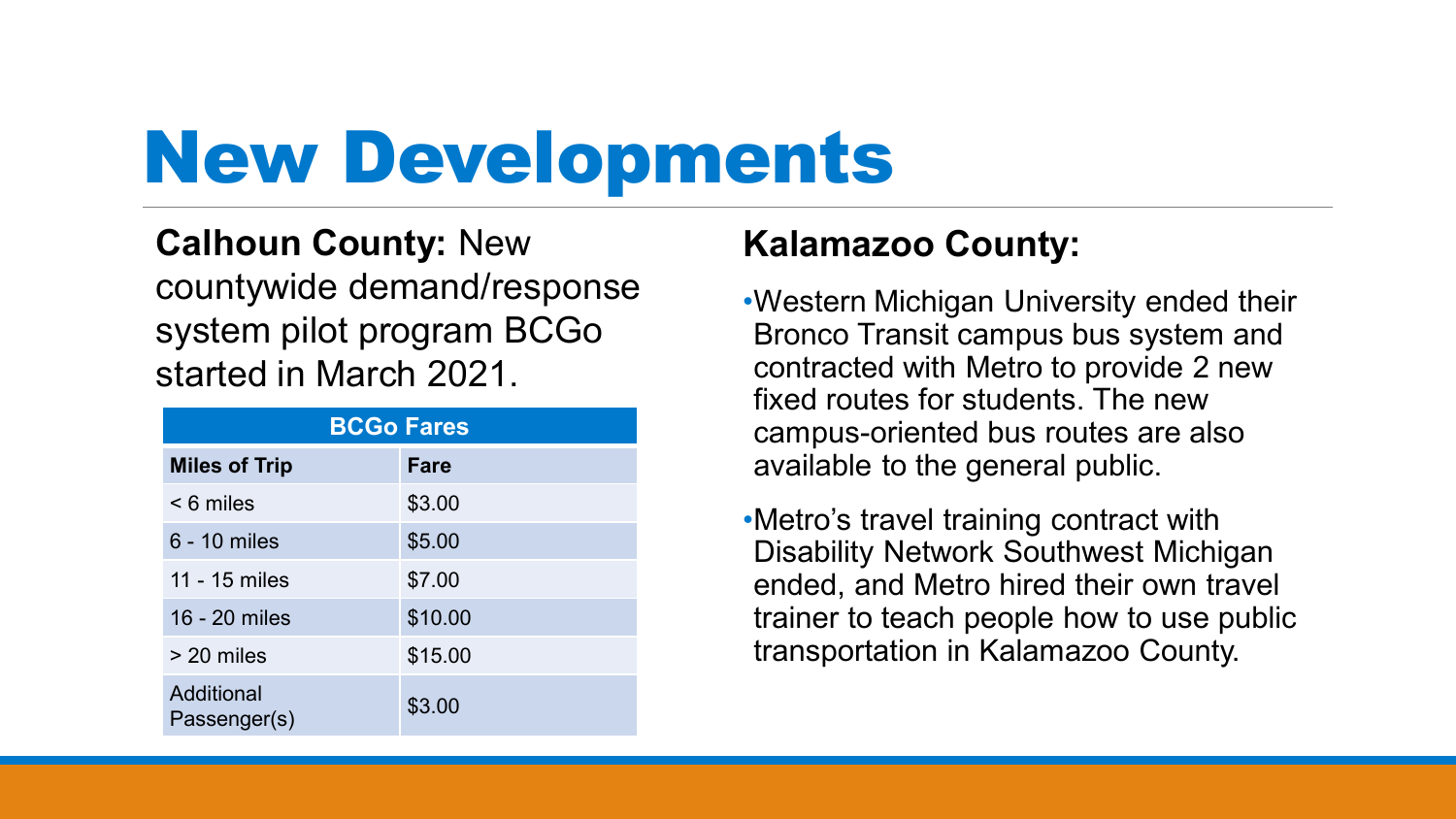# New Developments

**Calhoun County:** New countywide demand/response system pilot program BCGo started in March 2021.

| BCGo Fares | |
|---|---|
| **Miles of Trip** | **Fare** |
| < 6 miles | $3.00 |
| 6 - 10 miles | $5.00 |
| 11 - 15 miles | $7.00 |
| 16 - 20 miles | $10.00 |
| > 20 miles | $15.00 |
| Additional Passenger(s) | $3.00 |

## Kalamazoo County:

- Western Michigan University ended their Bronco Transit campus bus system and contracted with Metro to provide 2 new fixed routes for students. The new campus-oriented bus routes are also available to the general public.
- Metro's travel training contract with Disability Network Southwest Michigan ended, and Metro hired their own travel trainer to teach people how to use public transportation in Kalamazoo County.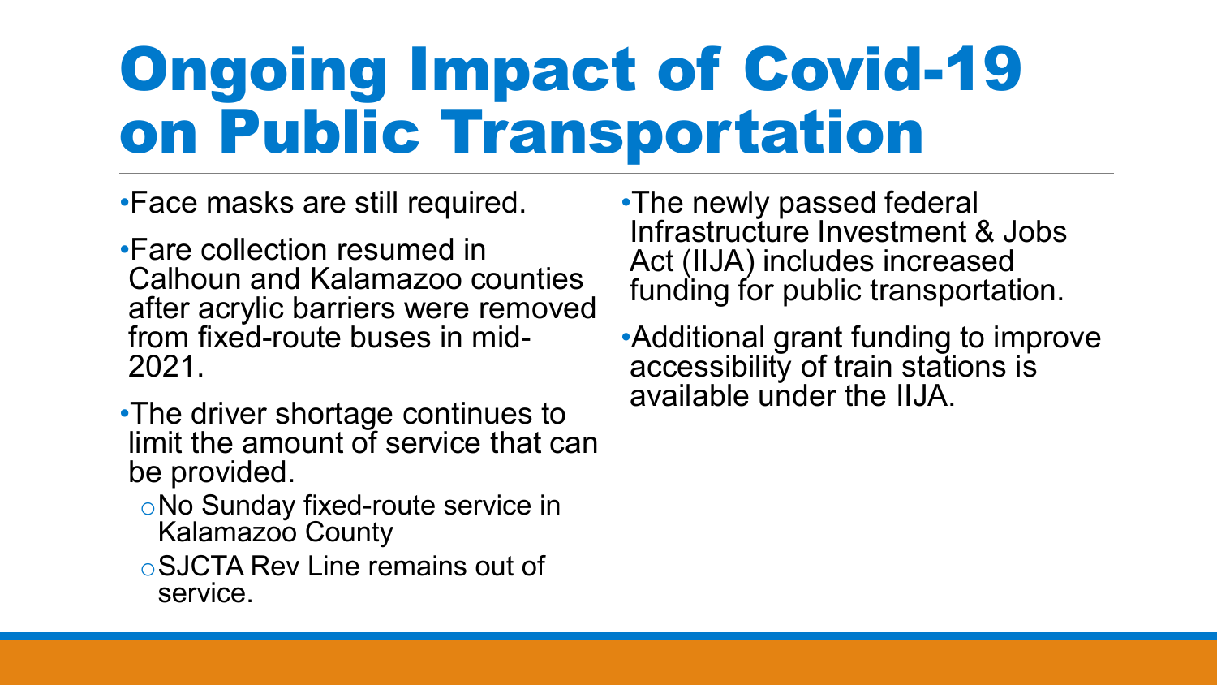# Ongoing Impact of Covid-19 on Public Transportation

- Face masks are still required.
- Fare collection resumed in Calhoun and Kalamazoo counties after acrylic barriers were removed from fixed-route buses in mid-2021.
- The driver shortage continues to limit the amount of service that can be provided.
  - No Sunday fixed-route service in Kalamazoo County
  - SJCTA Rev Line remains out of service.
- The newly passed federal Infrastructure Investment & Jobs Act (IIJA) includes increased funding for public transportation.
- Additional grant funding to improve accessibility of train stations is available under the IIJA.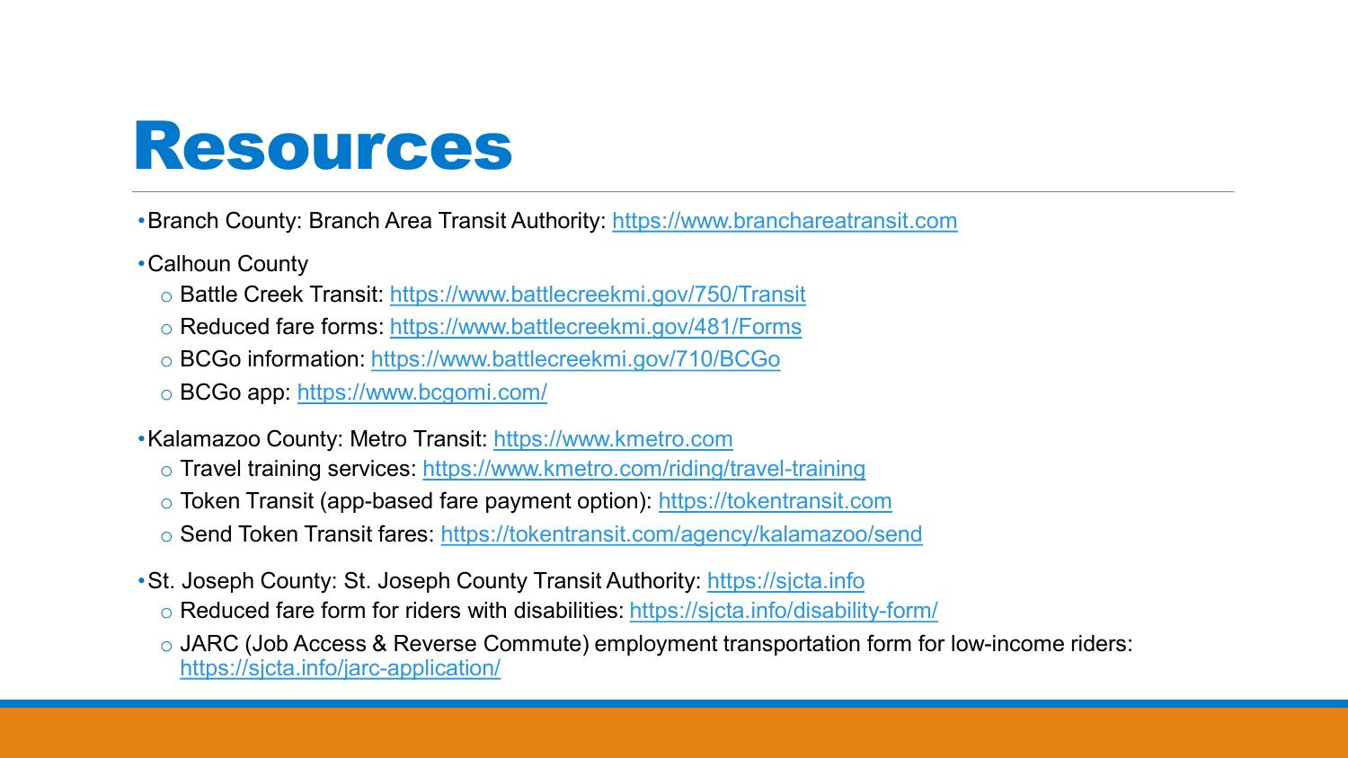# Resources

- Branch County: Branch Area Transit Authority: https://www.branchareatransit.com
- Calhoun County
  - Battle Creek Transit: https://www.battlecreekmi.gov/750/Transit
  - Reduced fare forms: https://www.battlecreekmi.gov/481/Forms
  - BCGo information: https://www.battlecreekmi.gov/710/BCGo
  - BCGo app: https://www.bcgomi.com/
- Kalamazoo County: Metro Transit: https://www.kmetro.com
  - Travel training services: https://www.kmetro.com/riding/travel-training
  - Token Transit (app-based fare payment option): https://tokentransit.com
  - Send Token Transit fares: https://tokentransit.com/agency/kalamazoo/send
- St. Joseph County: St. Joseph County Transit Authority: https://sjcta.info
  - Reduced fare form for riders with disabilities: https://sjcta.info/disability-form/
  - JARC (Job Access & Reverse Commute) employment transportation form for low-income riders: https://sjcta.info/jarc-application/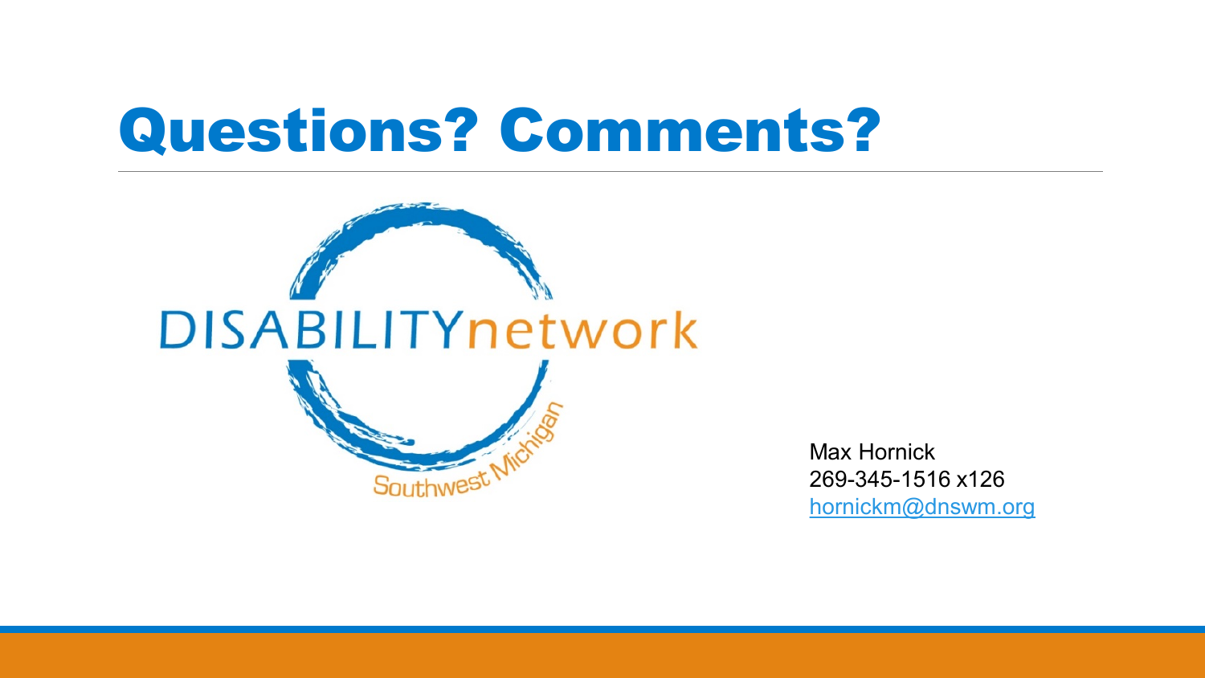# Questions? Comments?

DISABILITYnetwork

Southwest Michigan

Max Hornick
269-345-1516 x126
hornickm@dnswm.org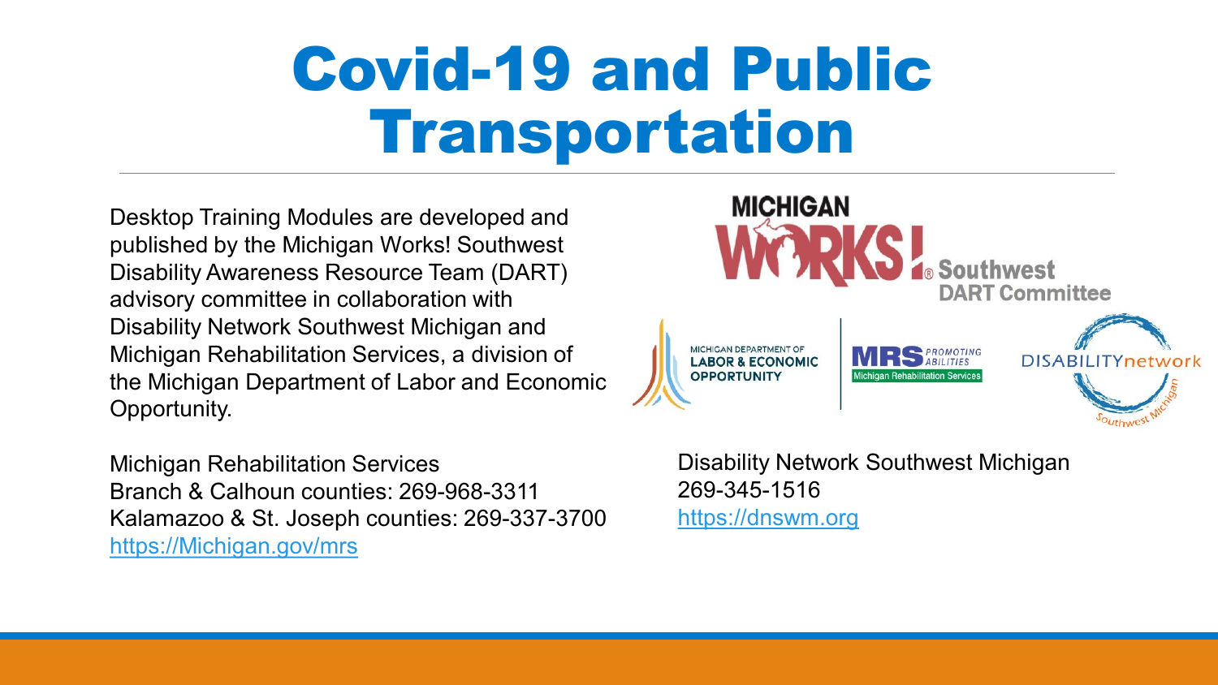# Covid-19 and Public Transportation

Desktop Training Modules are developed and published by the Michigan Works! Southwest Disability Awareness Resource Team (DART) advisory committee in collaboration with Disability Network Southwest Michigan and Michigan Rehabilitation Services, a division of the Michigan Department of Labor and Economic Opportunity.

Michigan Rehabilitation Services
Branch & Calhoun counties: 269-968-3311
Kalamazoo & St. Joseph counties: 269-337-3700
https://Michigan.gov/mrs

Disability Network Southwest Michigan
269-345-1516
https://dnswm.org